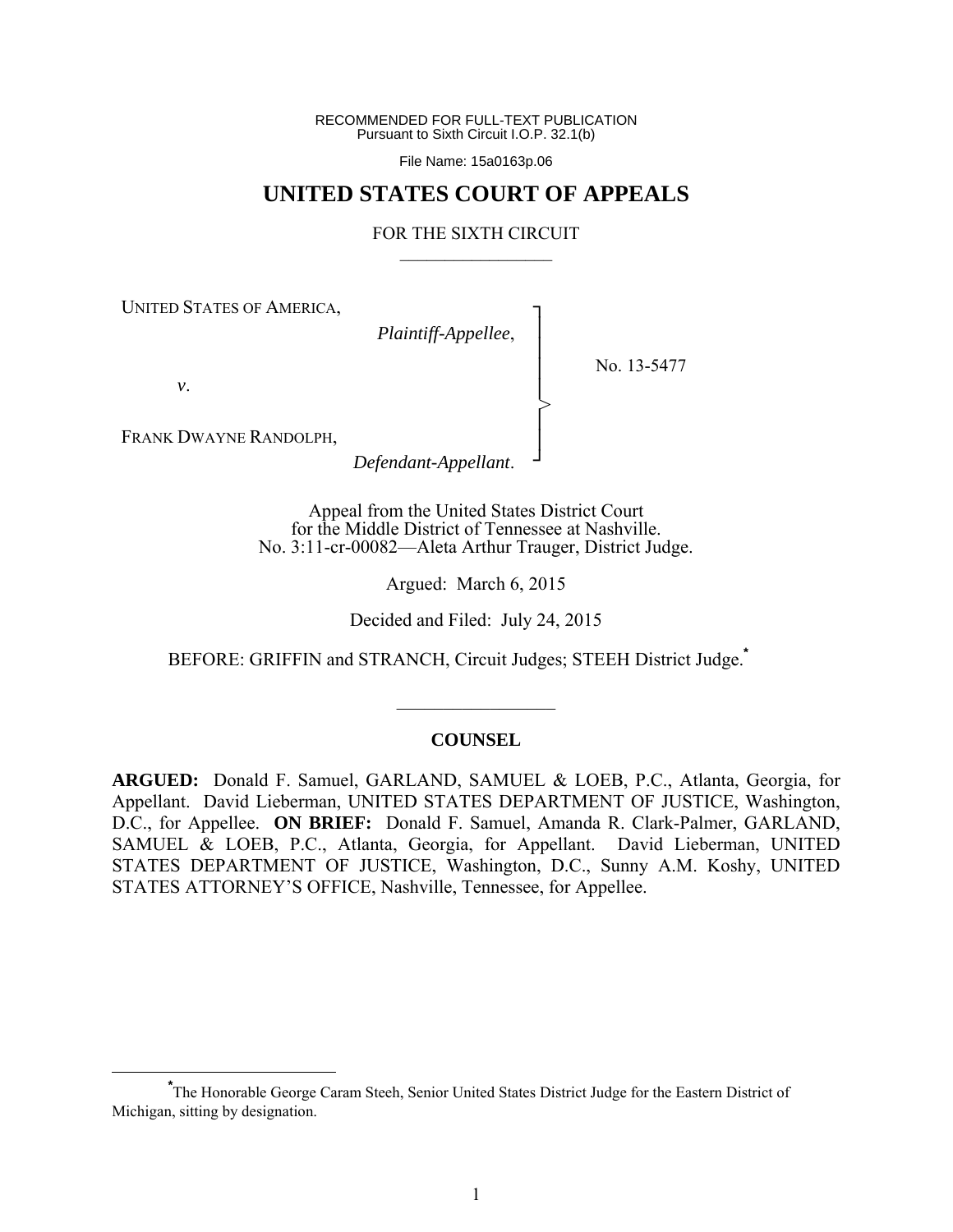RECOMMENDED FOR FULL-TEXT PUBLICATION
Pursuant to Sixth Circuit I.O.P. 32.1(b)

File Name: 15a0163p.06

# UNITED STATES COURT OF APPEALS

FOR THE SIXTH CIRCUIT

UNITED STATES OF AMERICA,
*Plaintiff-Appellee*,

*v*.

FRANK DWAYNE RANDOLPH,
*Defendant-Appellant*.

No. 13-5477

Appeal from the United States District Court
for the Middle District of Tennessee at Nashville.
No. 3:11-cr-00082—Aleta Arthur Trauger, District Judge.

Argued: March 6, 2015

Decided and Filed: July 24, 2015

BEFORE: GRIFFIN and STRANCH, Circuit Judges; STEEH District Judge.[*]

## COUNSEL

**ARGUED:** Donald F. Samuel, GARLAND, SAMUEL & LOEB, P.C., Atlanta, Georgia, for Appellant. David Lieberman, UNITED STATES DEPARTMENT OF JUSTICE, Washington, D.C., for Appellee. **ON BRIEF:** Donald F. Samuel, Amanda R. Clark-Palmer, GARLAND, SAMUEL & LOEB, P.C., Atlanta, Georgia, for Appellant. David Lieberman, UNITED STATES DEPARTMENT OF JUSTICE, Washington, D.C., Sunny A.M. Koshy, UNITED STATES ATTORNEY'S OFFICE, Nashville, Tennessee, for Appellee.

[*]The Honorable George Caram Steeh, Senior United States District Judge for the Eastern District of Michigan, sitting by designation.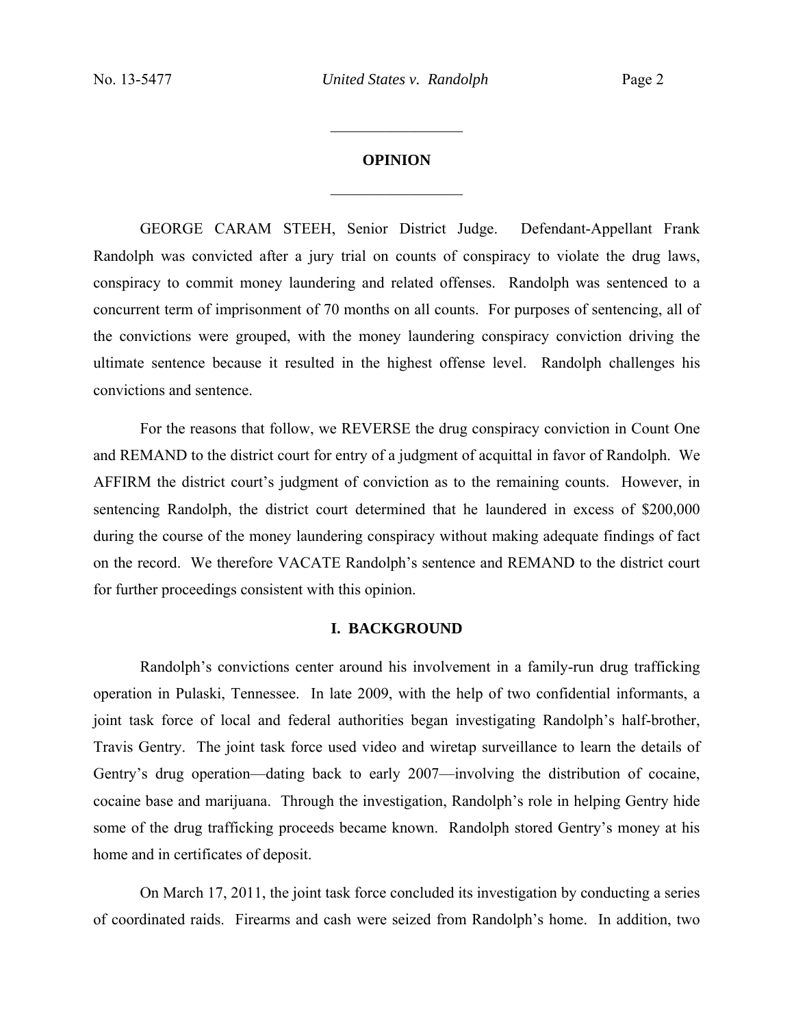## OPINION

GEORGE CARAM STEEH, Senior District Judge. Defendant-Appellant Frank Randolph was convicted after a jury trial on counts of conspiracy to violate the drug laws, conspiracy to commit money laundering and related offenses. Randolph was sentenced to a concurrent term of imprisonment of 70 months on all counts. For purposes of sentencing, all of the convictions were grouped, with the money laundering conspiracy conviction driving the ultimate sentence because it resulted in the highest offense level. Randolph challenges his convictions and sentence.

For the reasons that follow, we REVERSE the drug conspiracy conviction in Count One and REMAND to the district court for entry of a judgment of acquittal in favor of Randolph. We AFFIRM the district court's judgment of conviction as to the remaining counts. However, in sentencing Randolph, the district court determined that he laundered in excess of $200,000 during the course of the money laundering conspiracy without making adequate findings of fact on the record. We therefore VACATE Randolph's sentence and REMAND to the district court for further proceedings consistent with this opinion.

## I. BACKGROUND

Randolph's convictions center around his involvement in a family-run drug trafficking operation in Pulaski, Tennessee. In late 2009, with the help of two confidential informants, a joint task force of local and federal authorities began investigating Randolph's half-brother, Travis Gentry. The joint task force used video and wiretap surveillance to learn the details of Gentry's drug operation—dating back to early 2007—involving the distribution of cocaine, cocaine base and marijuana. Through the investigation, Randolph's role in helping Gentry hide some of the drug trafficking proceeds became known. Randolph stored Gentry's money at his home and in certificates of deposit.

On March 17, 2011, the joint task force concluded its investigation by conducting a series of coordinated raids. Firearms and cash were seized from Randolph's home. In addition, two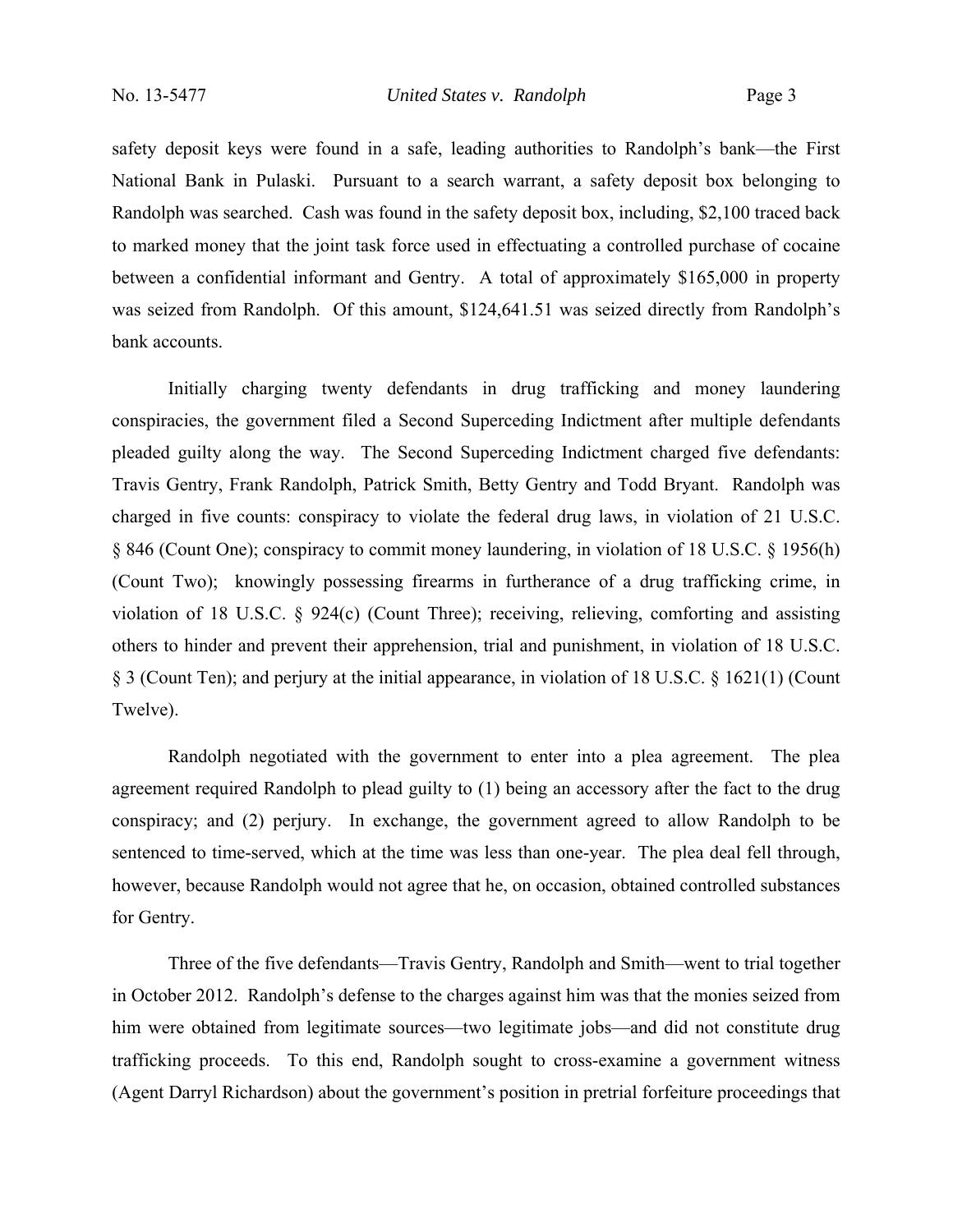safety deposit keys were found in a safe, leading authorities to Randolph's bank—the First National Bank in Pulaski. Pursuant to a search warrant, a safety deposit box belonging to Randolph was searched. Cash was found in the safety deposit box, including, $2,100 traced back to marked money that the joint task force used in effectuating a controlled purchase of cocaine between a confidential informant and Gentry. A total of approximately $165,000 in property was seized from Randolph. Of this amount, $124,641.51 was seized directly from Randolph's bank accounts.

Initially charging twenty defendants in drug trafficking and money laundering conspiracies, the government filed a Second Superceding Indictment after multiple defendants pleaded guilty along the way. The Second Superceding Indictment charged five defendants: Travis Gentry, Frank Randolph, Patrick Smith, Betty Gentry and Todd Bryant. Randolph was charged in five counts: conspiracy to violate the federal drug laws, in violation of 21 U.S.C. § 846 (Count One); conspiracy to commit money laundering, in violation of 18 U.S.C. § 1956(h) (Count Two); knowingly possessing firearms in furtherance of a drug trafficking crime, in violation of 18 U.S.C. § 924(c) (Count Three); receiving, relieving, comforting and assisting others to hinder and prevent their apprehension, trial and punishment, in violation of 18 U.S.C. § 3 (Count Ten); and perjury at the initial appearance, in violation of 18 U.S.C. § 1621(1) (Count Twelve).

Randolph negotiated with the government to enter into a plea agreement. The plea agreement required Randolph to plead guilty to (1) being an accessory after the fact to the drug conspiracy; and (2) perjury. In exchange, the government agreed to allow Randolph to be sentenced to time-served, which at the time was less than one-year. The plea deal fell through, however, because Randolph would not agree that he, on occasion, obtained controlled substances for Gentry.

Three of the five defendants—Travis Gentry, Randolph and Smith—went to trial together in October 2012. Randolph's defense to the charges against him was that the monies seized from him were obtained from legitimate sources—two legitimate jobs—and did not constitute drug trafficking proceeds. To this end, Randolph sought to cross-examine a government witness (Agent Darryl Richardson) about the government's position in pretrial forfeiture proceedings that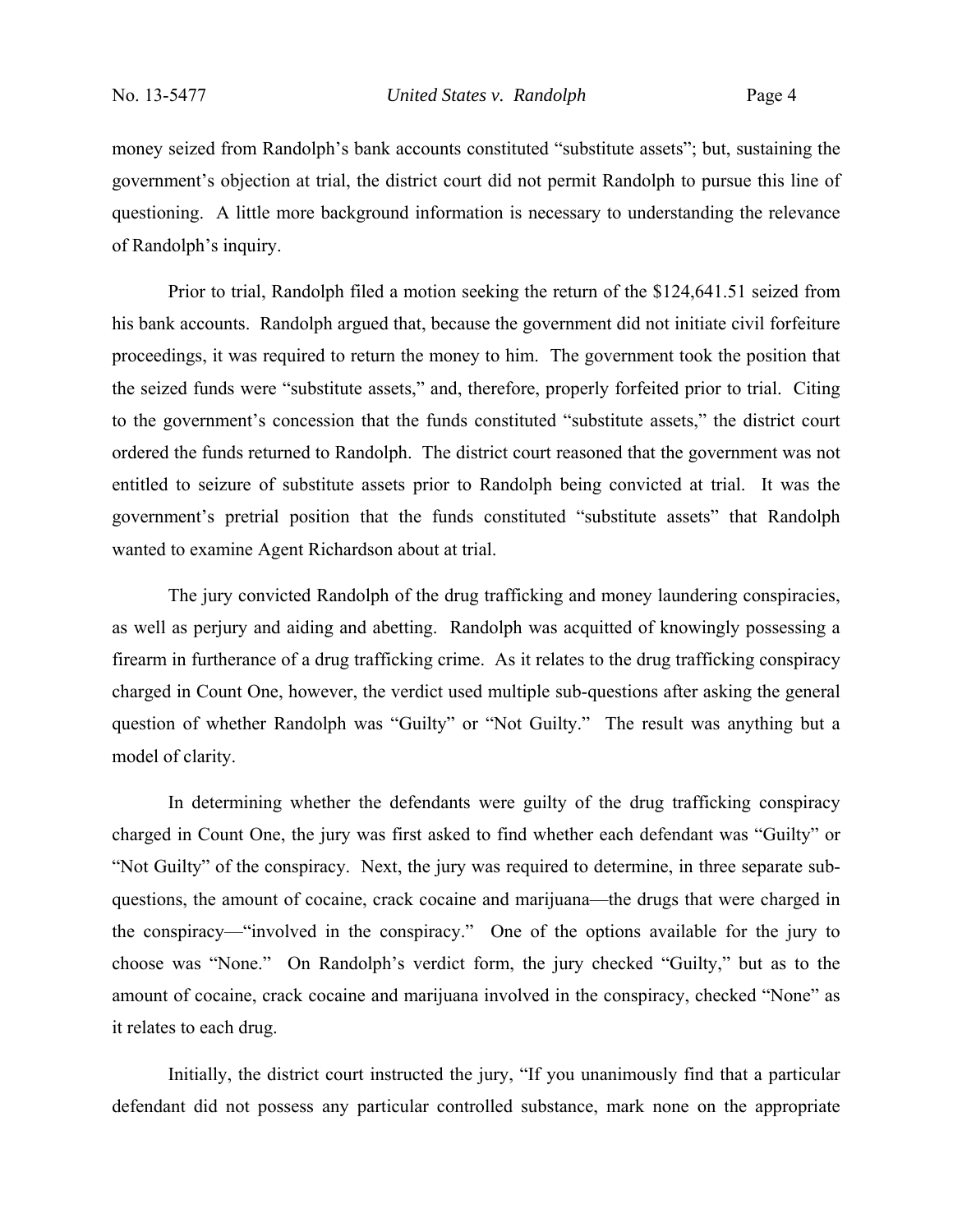money seized from Randolph's bank accounts constituted "substitute assets"; but, sustaining the government's objection at trial, the district court did not permit Randolph to pursue this line of questioning. A little more background information is necessary to understanding the relevance of Randolph's inquiry.

Prior to trial, Randolph filed a motion seeking the return of the $124,641.51 seized from his bank accounts. Randolph argued that, because the government did not initiate civil forfeiture proceedings, it was required to return the money to him. The government took the position that the seized funds were "substitute assets," and, therefore, properly forfeited prior to trial. Citing to the government's concession that the funds constituted "substitute assets," the district court ordered the funds returned to Randolph. The district court reasoned that the government was not entitled to seizure of substitute assets prior to Randolph being convicted at trial. It was the government's pretrial position that the funds constituted "substitute assets" that Randolph wanted to examine Agent Richardson about at trial.

The jury convicted Randolph of the drug trafficking and money laundering conspiracies, as well as perjury and aiding and abetting. Randolph was acquitted of knowingly possessing a firearm in furtherance of a drug trafficking crime. As it relates to the drug trafficking conspiracy charged in Count One, however, the verdict used multiple sub-questions after asking the general question of whether Randolph was "Guilty" or "Not Guilty." The result was anything but a model of clarity.

In determining whether the defendants were guilty of the drug trafficking conspiracy charged in Count One, the jury was first asked to find whether each defendant was "Guilty" or "Not Guilty" of the conspiracy. Next, the jury was required to determine, in three separate sub-questions, the amount of cocaine, crack cocaine and marijuana—the drugs that were charged in the conspiracy—"involved in the conspiracy." One of the options available for the jury to choose was "None." On Randolph's verdict form, the jury checked "Guilty," but as to the amount of cocaine, crack cocaine and marijuana involved in the conspiracy, checked "None" as it relates to each drug.

Initially, the district court instructed the jury, "If you unanimously find that a particular defendant did not possess any particular controlled substance, mark none on the appropriate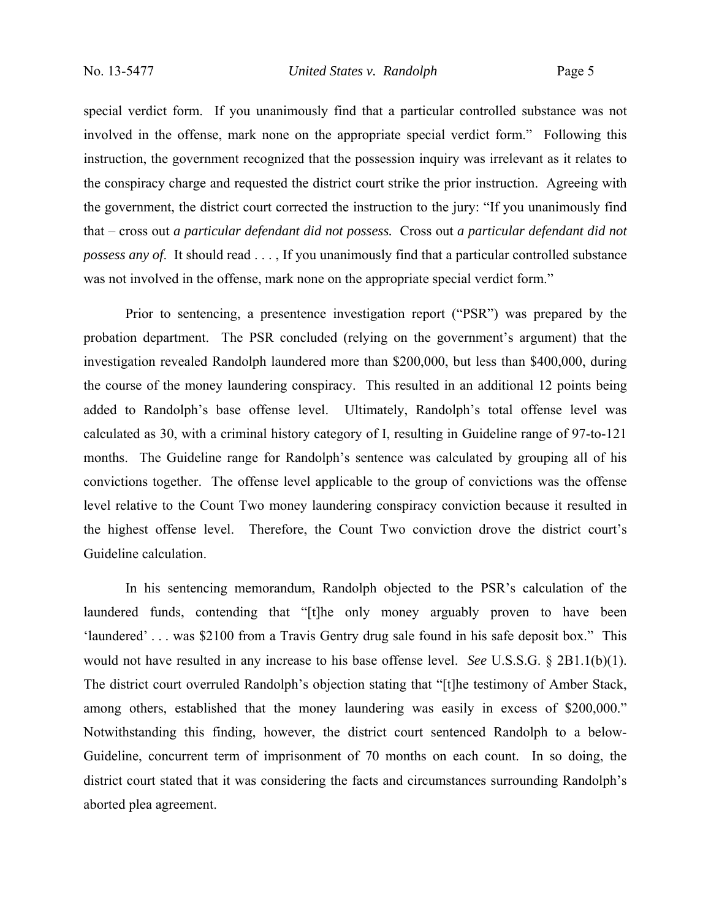special verdict form. If you unanimously find that a particular controlled substance was not involved in the offense, mark none on the appropriate special verdict form." Following this instruction, the government recognized that the possession inquiry was irrelevant as it relates to the conspiracy charge and requested the district court strike the prior instruction. Agreeing with the government, the district court corrected the instruction to the jury: "If you unanimously find that – cross out *a particular defendant did not possess.* Cross out *a particular defendant did not possess any of*. It should read . . . , If you unanimously find that a particular controlled substance was not involved in the offense, mark none on the appropriate special verdict form."

Prior to sentencing, a presentence investigation report ("PSR") was prepared by the probation department. The PSR concluded (relying on the government's argument) that the investigation revealed Randolph laundered more than $200,000, but less than $400,000, during the course of the money laundering conspiracy. This resulted in an additional 12 points being added to Randolph's base offense level. Ultimately, Randolph's total offense level was calculated as 30, with a criminal history category of I, resulting in Guideline range of 97-to-121 months. The Guideline range for Randolph's sentence was calculated by grouping all of his convictions together. The offense level applicable to the group of convictions was the offense level relative to the Count Two money laundering conspiracy conviction because it resulted in the highest offense level. Therefore, the Count Two conviction drove the district court's Guideline calculation.

In his sentencing memorandum, Randolph objected to the PSR's calculation of the laundered funds, contending that "[t]he only money arguably proven to have been 'laundered' . . . was $2100 from a Travis Gentry drug sale found in his safe deposit box." This would not have resulted in any increase to his base offense level. *See* U.S.S.G. § 2B1.1(b)(1). The district court overruled Randolph's objection stating that "[t]he testimony of Amber Stack, among others, established that the money laundering was easily in excess of $200,000." Notwithstanding this finding, however, the district court sentenced Randolph to a below-Guideline, concurrent term of imprisonment of 70 months on each count. In so doing, the district court stated that it was considering the facts and circumstances surrounding Randolph's aborted plea agreement.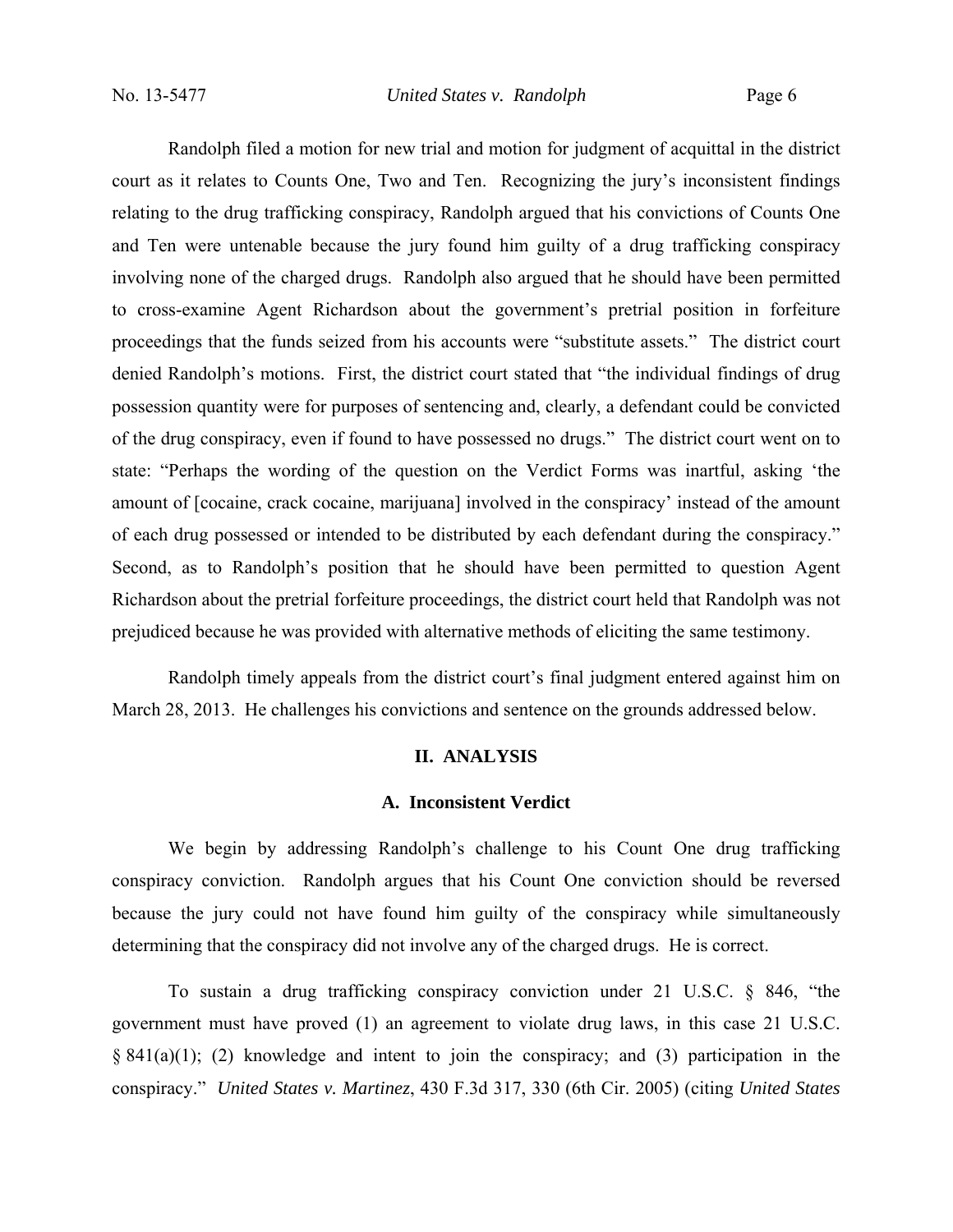Randolph filed a motion for new trial and motion for judgment of acquittal in the district court as it relates to Counts One, Two and Ten. Recognizing the jury's inconsistent findings relating to the drug trafficking conspiracy, Randolph argued that his convictions of Counts One and Ten were untenable because the jury found him guilty of a drug trafficking conspiracy involving none of the charged drugs. Randolph also argued that he should have been permitted to cross-examine Agent Richardson about the government's pretrial position in forfeiture proceedings that the funds seized from his accounts were "substitute assets." The district court denied Randolph's motions. First, the district court stated that "the individual findings of drug possession quantity were for purposes of sentencing and, clearly, a defendant could be convicted of the drug conspiracy, even if found to have possessed no drugs." The district court went on to state: "Perhaps the wording of the question on the Verdict Forms was inartful, asking 'the amount of [cocaine, crack cocaine, marijuana] involved in the conspiracy' instead of the amount of each drug possessed or intended to be distributed by each defendant during the conspiracy." Second, as to Randolph's position that he should have been permitted to question Agent Richardson about the pretrial forfeiture proceedings, the district court held that Randolph was not prejudiced because he was provided with alternative methods of eliciting the same testimony.

Randolph timely appeals from the district court's final judgment entered against him on March 28, 2013. He challenges his convictions and sentence on the grounds addressed below.

## II. ANALYSIS

### A. Inconsistent Verdict

We begin by addressing Randolph's challenge to his Count One drug trafficking conspiracy conviction. Randolph argues that his Count One conviction should be reversed because the jury could not have found him guilty of the conspiracy while simultaneously determining that the conspiracy did not involve any of the charged drugs. He is correct.

To sustain a drug trafficking conspiracy conviction under 21 U.S.C. § 846, "the government must have proved (1) an agreement to violate drug laws, in this case 21 U.S.C. § 841(a)(1); (2) knowledge and intent to join the conspiracy; and (3) participation in the conspiracy." *United States v. Martinez*, 430 F.3d 317, 330 (6th Cir. 2005) (citing *United States*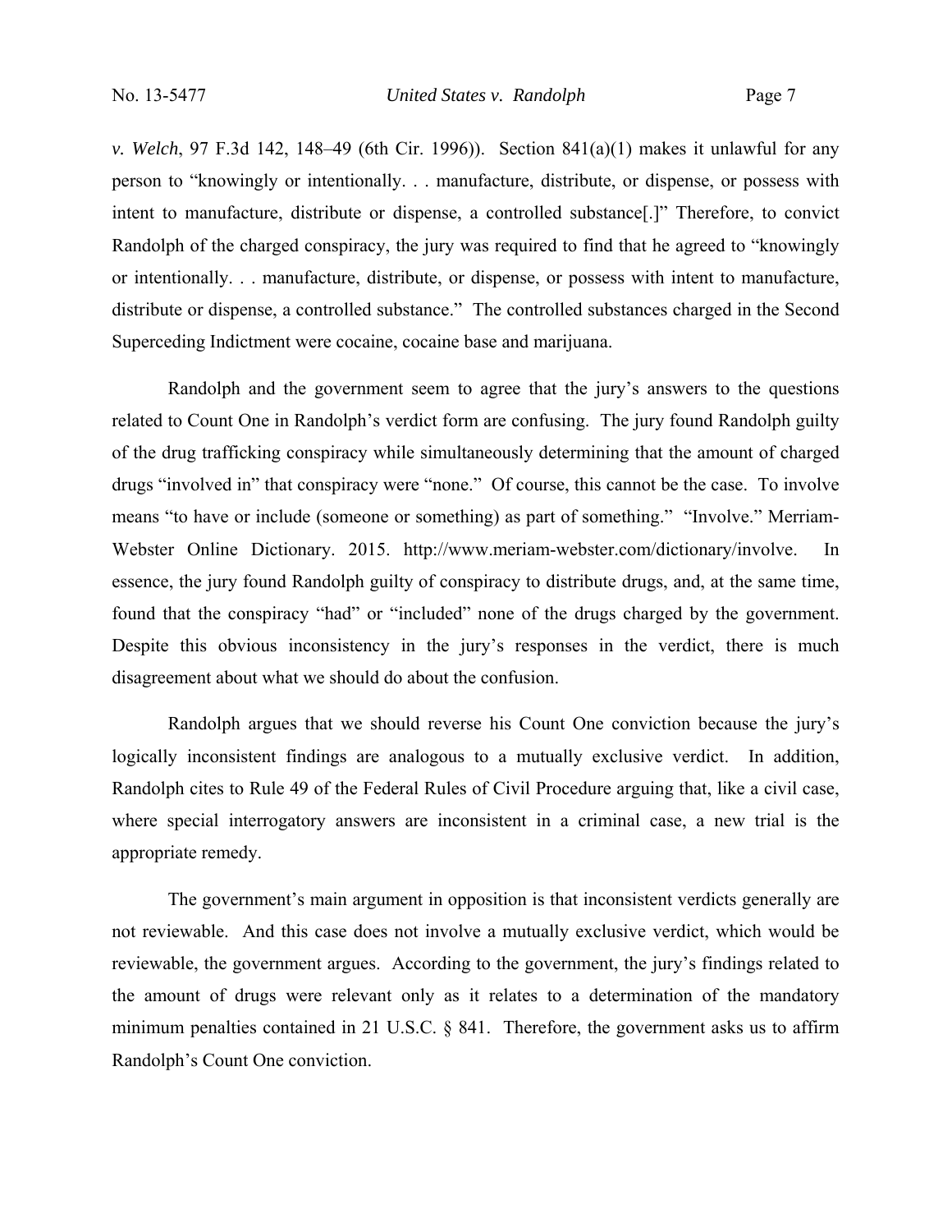*v. Welch*, 97 F.3d 142, 148–49 (6th Cir. 1996)). Section 841(a)(1) makes it unlawful for any person to "knowingly or intentionally. . . manufacture, distribute, or dispense, or possess with intent to manufacture, distribute or dispense, a controlled substance[.]" Therefore, to convict Randolph of the charged conspiracy, the jury was required to find that he agreed to "knowingly or intentionally. . . manufacture, distribute, or dispense, or possess with intent to manufacture, distribute or dispense, a controlled substance." The controlled substances charged in the Second Superceding Indictment were cocaine, cocaine base and marijuana.

Randolph and the government seem to agree that the jury's answers to the questions related to Count One in Randolph's verdict form are confusing. The jury found Randolph guilty of the drug trafficking conspiracy while simultaneously determining that the amount of charged drugs "involved in" that conspiracy were "none." Of course, this cannot be the case. To involve means "to have or include (someone or something) as part of something." "Involve." Merriam-Webster Online Dictionary. 2015. http://www.meriam-webster.com/dictionary/involve. In essence, the jury found Randolph guilty of conspiracy to distribute drugs, and, at the same time, found that the conspiracy "had" or "included" none of the drugs charged by the government. Despite this obvious inconsistency in the jury's responses in the verdict, there is much disagreement about what we should do about the confusion.

Randolph argues that we should reverse his Count One conviction because the jury's logically inconsistent findings are analogous to a mutually exclusive verdict. In addition, Randolph cites to Rule 49 of the Federal Rules of Civil Procedure arguing that, like a civil case, where special interrogatory answers are inconsistent in a criminal case, a new trial is the appropriate remedy.

The government's main argument in opposition is that inconsistent verdicts generally are not reviewable. And this case does not involve a mutually exclusive verdict, which would be reviewable, the government argues. According to the government, the jury's findings related to the amount of drugs were relevant only as it relates to a determination of the mandatory minimum penalties contained in 21 U.S.C. § 841. Therefore, the government asks us to affirm Randolph's Count One conviction.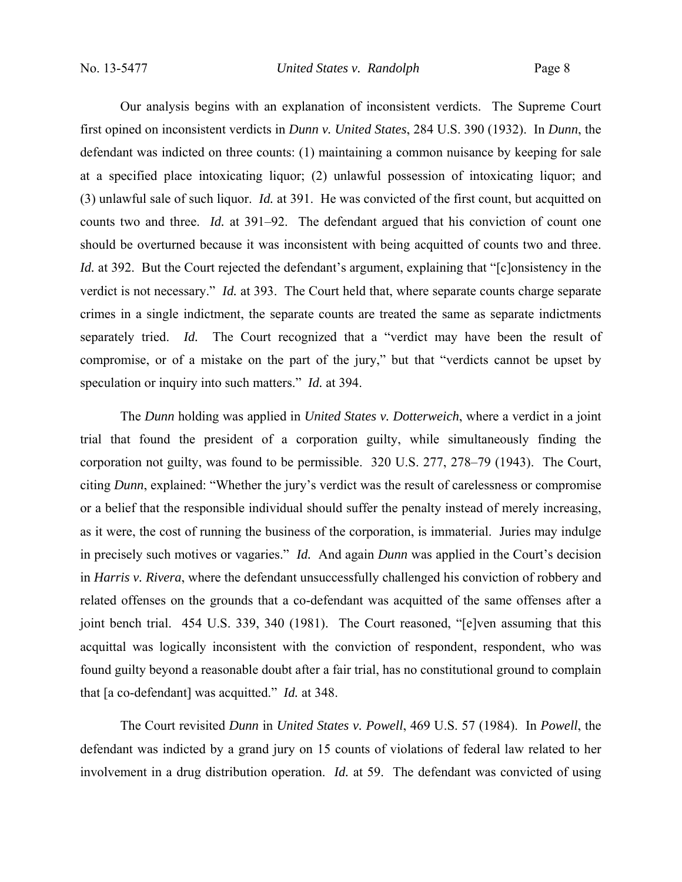Our analysis begins with an explanation of inconsistent verdicts. The Supreme Court first opined on inconsistent verdicts in *Dunn v. United States*, 284 U.S. 390 (1932). In *Dunn*, the defendant was indicted on three counts: (1) maintaining a common nuisance by keeping for sale at a specified place intoxicating liquor; (2) unlawful possession of intoxicating liquor; and (3) unlawful sale of such liquor. *Id.* at 391. He was convicted of the first count, but acquitted on counts two and three. *Id.* at 391–92. The defendant argued that his conviction of count one should be overturned because it was inconsistent with being acquitted of counts two and three. *Id.* at 392. But the Court rejected the defendant's argument, explaining that "[c]onsistency in the verdict is not necessary." *Id.* at 393. The Court held that, where separate counts charge separate crimes in a single indictment, the separate counts are treated the same as separate indictments separately tried. *Id.* The Court recognized that a "verdict may have been the result of compromise, or of a mistake on the part of the jury," but that "verdicts cannot be upset by speculation or inquiry into such matters." *Id.* at 394.

The *Dunn* holding was applied in *United States v. Dotterweich*, where a verdict in a joint trial that found the president of a corporation guilty, while simultaneously finding the corporation not guilty, was found to be permissible. 320 U.S. 277, 278–79 (1943). The Court, citing *Dunn*, explained: "Whether the jury's verdict was the result of carelessness or compromise or a belief that the responsible individual should suffer the penalty instead of merely increasing, as it were, the cost of running the business of the corporation, is immaterial. Juries may indulge in precisely such motives or vagaries." *Id.* And again *Dunn* was applied in the Court's decision in *Harris v. Rivera*, where the defendant unsuccessfully challenged his conviction of robbery and related offenses on the grounds that a co-defendant was acquitted of the same offenses after a joint bench trial. 454 U.S. 339, 340 (1981). The Court reasoned, "[e]ven assuming that this acquittal was logically inconsistent with the conviction of respondent, respondent, who was found guilty beyond a reasonable doubt after a fair trial, has no constitutional ground to complain that [a co-defendant] was acquitted." *Id.* at 348.

The Court revisited *Dunn* in *United States v. Powell*, 469 U.S. 57 (1984). In *Powell*, the defendant was indicted by a grand jury on 15 counts of violations of federal law related to her involvement in a drug distribution operation. *Id.* at 59. The defendant was convicted of using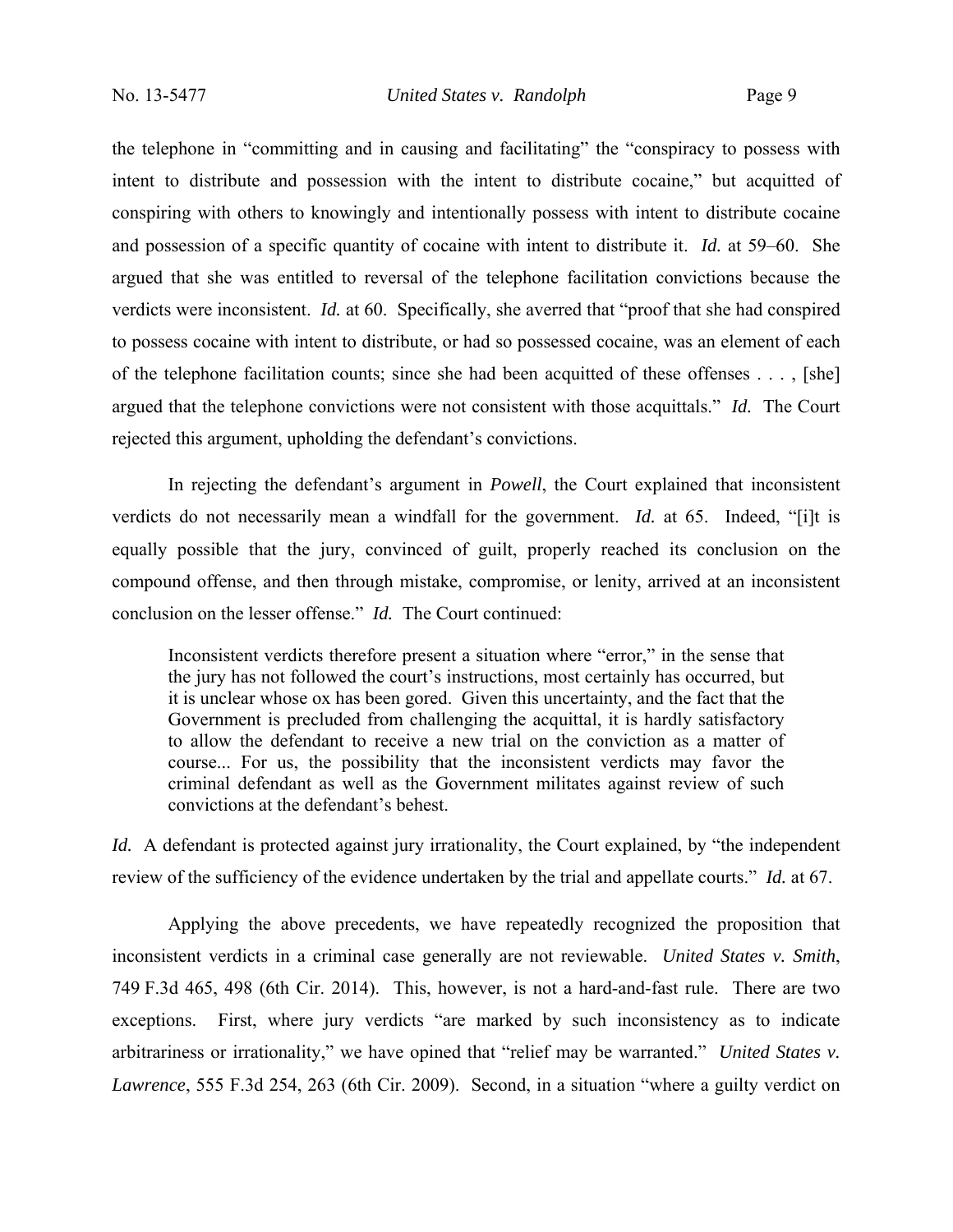the telephone in "committing and in causing and facilitating" the "conspiracy to possess with intent to distribute and possession with the intent to distribute cocaine," but acquitted of conspiring with others to knowingly and intentionally possess with intent to distribute cocaine and possession of a specific quantity of cocaine with intent to distribute it. *Id.* at 59–60. She argued that she was entitled to reversal of the telephone facilitation convictions because the verdicts were inconsistent. *Id.* at 60. Specifically, she averred that "proof that she had conspired to possess cocaine with intent to distribute, or had so possessed cocaine, was an element of each of the telephone facilitation counts; since she had been acquitted of these offenses . . . , [she] argued that the telephone convictions were not consistent with those acquittals." *Id.* The Court rejected this argument, upholding the defendant's convictions.

In rejecting the defendant's argument in *Powell*, the Court explained that inconsistent verdicts do not necessarily mean a windfall for the government. *Id.* at 65. Indeed, "[i]t is equally possible that the jury, convinced of guilt, properly reached its conclusion on the compound offense, and then through mistake, compromise, or lenity, arrived at an inconsistent conclusion on the lesser offense." *Id.* The Court continued:

> Inconsistent verdicts therefore present a situation where "error," in the sense that the jury has not followed the court's instructions, most certainly has occurred, but it is unclear whose ox has been gored. Given this uncertainty, and the fact that the Government is precluded from challenging the acquittal, it is hardly satisfactory to allow the defendant to receive a new trial on the conviction as a matter of course... For us, the possibility that the inconsistent verdicts may favor the criminal defendant as well as the Government militates against review of such convictions at the defendant's behest.

*Id.* A defendant is protected against jury irrationality, the Court explained, by "the independent review of the sufficiency of the evidence undertaken by the trial and appellate courts." *Id.* at 67.

Applying the above precedents, we have repeatedly recognized the proposition that inconsistent verdicts in a criminal case generally are not reviewable. *United States v. Smith*, 749 F.3d 465, 498 (6th Cir. 2014). This, however, is not a hard-and-fast rule. There are two exceptions. First, where jury verdicts "are marked by such inconsistency as to indicate arbitrariness or irrationality," we have opined that "relief may be warranted." *United States v. Lawrence*, 555 F.3d 254, 263 (6th Cir. 2009). Second, in a situation "where a guilty verdict on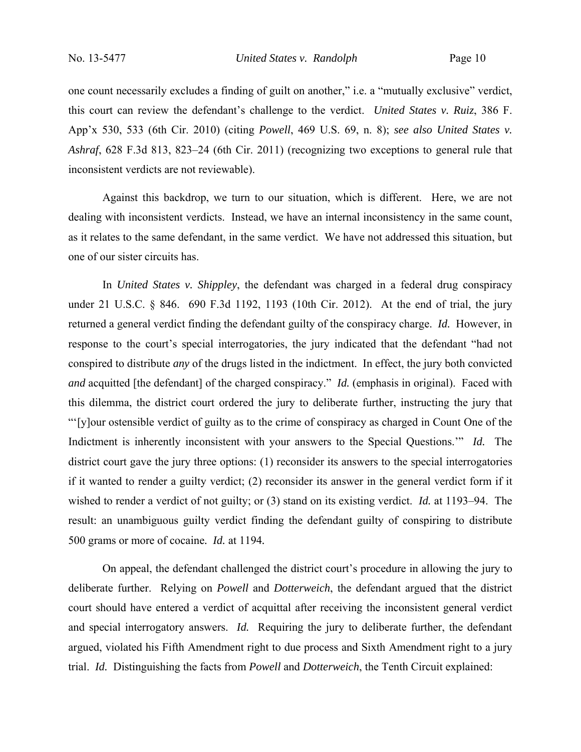one count necessarily excludes a finding of guilt on another," i.e. a "mutually exclusive" verdict, this court can review the defendant's challenge to the verdict. *United States v. Ruiz*, 386 F. App'x 530, 533 (6th Cir. 2010) (citing *Powell*, 469 U.S. 69, n. 8); *see also United States v. Ashraf*, 628 F.3d 813, 823–24 (6th Cir. 2011) (recognizing two exceptions to general rule that inconsistent verdicts are not reviewable).

Against this backdrop, we turn to our situation, which is different. Here, we are not dealing with inconsistent verdicts. Instead, we have an internal inconsistency in the same count, as it relates to the same defendant, in the same verdict. We have not addressed this situation, but one of our sister circuits has.

In *United States v. Shippley*, the defendant was charged in a federal drug conspiracy under 21 U.S.C. § 846. 690 F.3d 1192, 1193 (10th Cir. 2012). At the end of trial, the jury returned a general verdict finding the defendant guilty of the conspiracy charge. *Id.* However, in response to the court's special interrogatories, the jury indicated that the defendant "had not conspired to distribute *any* of the drugs listed in the indictment. In effect, the jury both convicted *and* acquitted [the defendant] of the charged conspiracy." *Id.* (emphasis in original). Faced with this dilemma, the district court ordered the jury to deliberate further, instructing the jury that "'[y]our ostensible verdict of guilty as to the crime of conspiracy as charged in Count One of the Indictment is inherently inconsistent with your answers to the Special Questions.'" *Id.* The district court gave the jury three options: (1) reconsider its answers to the special interrogatories if it wanted to render a guilty verdict; (2) reconsider its answer in the general verdict form if it wished to render a verdict of not guilty; or (3) stand on its existing verdict. *Id.* at 1193–94. The result: an unambiguous guilty verdict finding the defendant guilty of conspiring to distribute 500 grams or more of cocaine. *Id.* at 1194.

On appeal, the defendant challenged the district court's procedure in allowing the jury to deliberate further. Relying on *Powell* and *Dotterweich*, the defendant argued that the district court should have entered a verdict of acquittal after receiving the inconsistent general verdict and special interrogatory answers. *Id.* Requiring the jury to deliberate further, the defendant argued, violated his Fifth Amendment right to due process and Sixth Amendment right to a jury trial. *Id.* Distinguishing the facts from *Powell* and *Dotterweich*, the Tenth Circuit explained: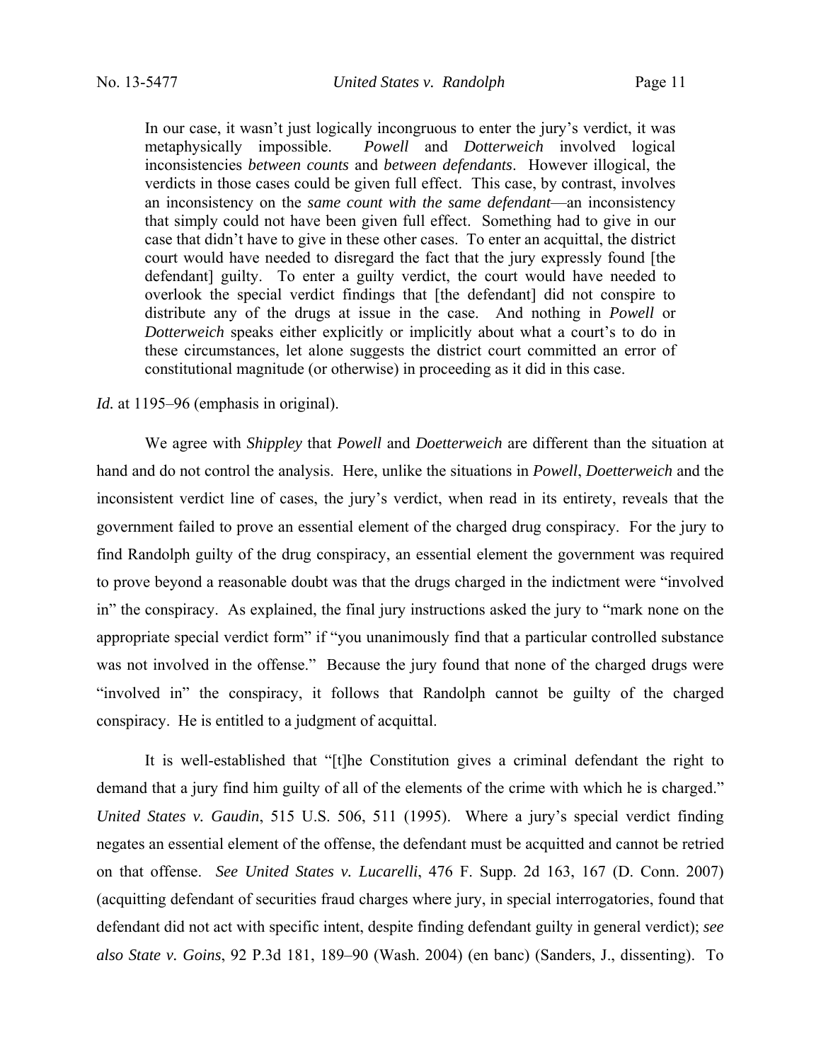> In our case, it wasn't just logically incongruous to enter the jury's verdict, it was metaphysically impossible. *Powell* and *Dotterweich* involved logical inconsistencies *between counts* and *between defendants*. However illogical, the verdicts in those cases could be given full effect. This case, by contrast, involves an inconsistency on the *same count with the same defendant*—an inconsistency that simply could not have been given full effect. Something had to give in our case that didn't have to give in these other cases. To enter an acquittal, the district court would have needed to disregard the fact that the jury expressly found [the defendant] guilty. To enter a guilty verdict, the court would have needed to overlook the special verdict findings that [the defendant] did not conspire to distribute any of the drugs at issue in the case. And nothing in *Powell* or *Dotterweich* speaks either explicitly or implicitly about what a court's to do in these circumstances, let alone suggests the district court committed an error of constitutional magnitude (or otherwise) in proceeding as it did in this case.

*Id.* at 1195–96 (emphasis in original).

We agree with *Shippley* that *Powell* and *Doetterweich* are different than the situation at hand and do not control the analysis. Here, unlike the situations in *Powell*, *Doetterweich* and the inconsistent verdict line of cases, the jury's verdict, when read in its entirety, reveals that the government failed to prove an essential element of the charged drug conspiracy. For the jury to find Randolph guilty of the drug conspiracy, an essential element the government was required to prove beyond a reasonable doubt was that the drugs charged in the indictment were "involved in" the conspiracy. As explained, the final jury instructions asked the jury to "mark none on the appropriate special verdict form" if "you unanimously find that a particular controlled substance was not involved in the offense." Because the jury found that none of the charged drugs were "involved in" the conspiracy, it follows that Randolph cannot be guilty of the charged conspiracy. He is entitled to a judgment of acquittal.

It is well-established that "[t]he Constitution gives a criminal defendant the right to demand that a jury find him guilty of all of the elements of the crime with which he is charged." *United States v. Gaudin*, 515 U.S. 506, 511 (1995). Where a jury's special verdict finding negates an essential element of the offense, the defendant must be acquitted and cannot be retried on that offense. *See United States v. Lucarelli*, 476 F. Supp. 2d 163, 167 (D. Conn. 2007) (acquitting defendant of securities fraud charges where jury, in special interrogatories, found that defendant did not act with specific intent, despite finding defendant guilty in general verdict); *see also State v. Goins*, 92 P.3d 181, 189–90 (Wash. 2004) (en banc) (Sanders, J., dissenting). To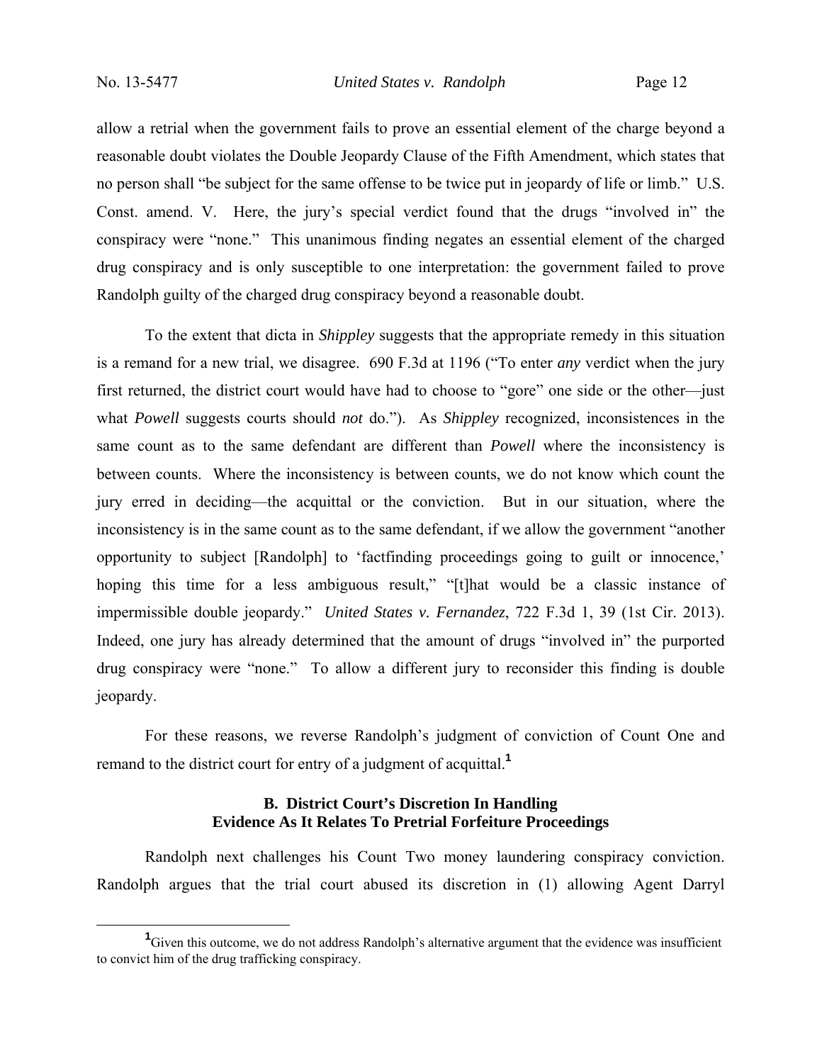allow a retrial when the government fails to prove an essential element of the charge beyond a reasonable doubt violates the Double Jeopardy Clause of the Fifth Amendment, which states that no person shall "be subject for the same offense to be twice put in jeopardy of life or limb." U.S. Const. amend. V. Here, the jury's special verdict found that the drugs "involved in" the conspiracy were "none." This unanimous finding negates an essential element of the charged drug conspiracy and is only susceptible to one interpretation: the government failed to prove Randolph guilty of the charged drug conspiracy beyond a reasonable doubt.

To the extent that dicta in *Shippley* suggests that the appropriate remedy in this situation is a remand for a new trial, we disagree. 690 F.3d at 1196 ("To enter *any* verdict when the jury first returned, the district court would have had to choose to "gore" one side or the other—just what *Powell* suggests courts should *not* do."). As *Shippley* recognized, inconsistences in the same count as to the same defendant are different than *Powell* where the inconsistency is between counts. Where the inconsistency is between counts, we do not know which count the jury erred in deciding—the acquittal or the conviction. But in our situation, where the inconsistency is in the same count as to the same defendant, if we allow the government "another opportunity to subject [Randolph] to 'factfinding proceedings going to guilt or innocence,' hoping this time for a less ambiguous result," "[t]hat would be a classic instance of impermissible double jeopardy." *United States v. Fernandez*, 722 F.3d 1, 39 (1st Cir. 2013). Indeed, one jury has already determined that the amount of drugs "involved in" the purported drug conspiracy were "none." To allow a different jury to reconsider this finding is double jeopardy.

For these reasons, we reverse Randolph's judgment of conviction of Count One and remand to the district court for entry of a judgment of acquittal.[1]

### B. District Court's Discretion In Handling Evidence As It Relates To Pretrial Forfeiture Proceedings

Randolph next challenges his Count Two money laundering conspiracy conviction. Randolph argues that the trial court abused its discretion in (1) allowing Agent Darryl

---

[1] Given this outcome, we do not address Randolph's alternative argument that the evidence was insufficient to convict him of the drug trafficking conspiracy.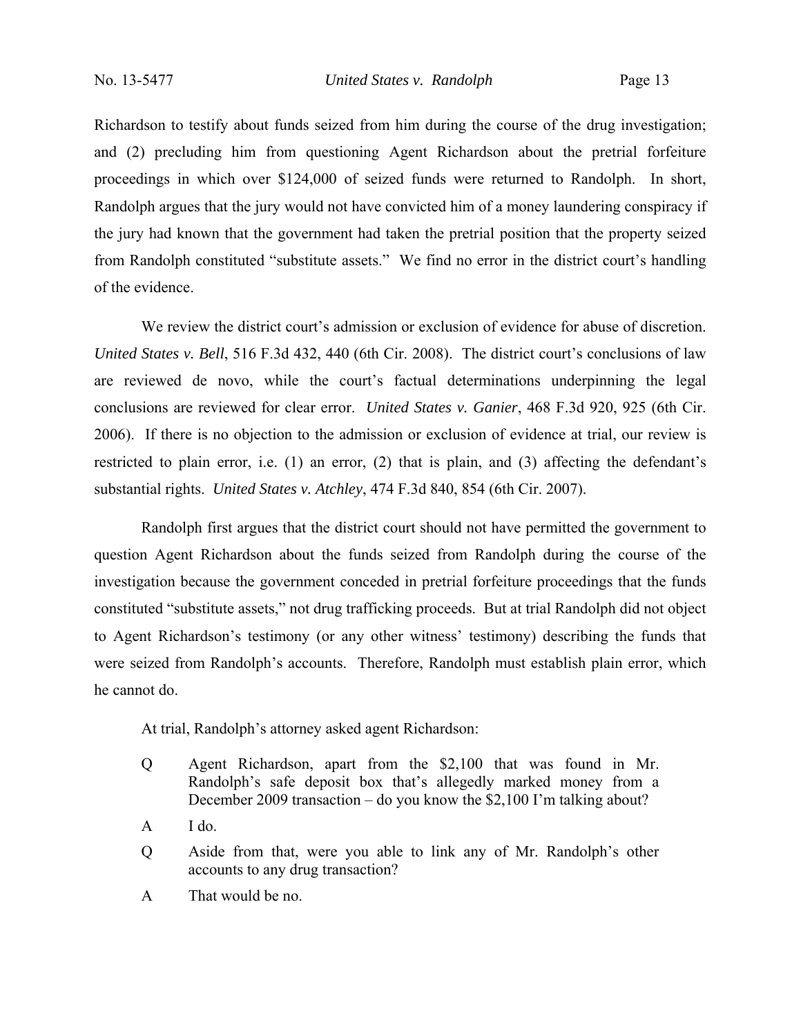Richardson to testify about funds seized from him during the course of the drug investigation; and (2) precluding him from questioning Agent Richardson about the pretrial forfeiture proceedings in which over $124,000 of seized funds were returned to Randolph. In short, Randolph argues that the jury would not have convicted him of a money laundering conspiracy if the jury had known that the government had taken the pretrial position that the property seized from Randolph constituted "substitute assets." We find no error in the district court's handling of the evidence.

We review the district court's admission or exclusion of evidence for abuse of discretion. *United States v. Bell*, 516 F.3d 432, 440 (6th Cir. 2008). The district court's conclusions of law are reviewed de novo, while the court's factual determinations underpinning the legal conclusions are reviewed for clear error. *United States v. Ganier*, 468 F.3d 920, 925 (6th Cir. 2006). If there is no objection to the admission or exclusion of evidence at trial, our review is restricted to plain error, i.e. (1) an error, (2) that is plain, and (3) affecting the defendant's substantial rights. *United States v. Atchley*, 474 F.3d 840, 854 (6th Cir. 2007).

Randolph first argues that the district court should not have permitted the government to question Agent Richardson about the funds seized from Randolph during the course of the investigation because the government conceded in pretrial forfeiture proceedings that the funds constituted "substitute assets," not drug trafficking proceeds. But at trial Randolph did not object to Agent Richardson's testimony (or any other witness' testimony) describing the funds that were seized from Randolph's accounts. Therefore, Randolph must establish plain error, which he cannot do.

At trial, Randolph's attorney asked agent Richardson:

> Q Agent Richardson, apart from the $2,100 that was found in Mr. Randolph's safe deposit box that's allegedly marked money from a December 2009 transaction – do you know the $2,100 I'm talking about?
>
> A I do.
>
> Q Aside from that, were you able to link any of Mr. Randolph's other accounts to any drug transaction?
>
> A That would be no.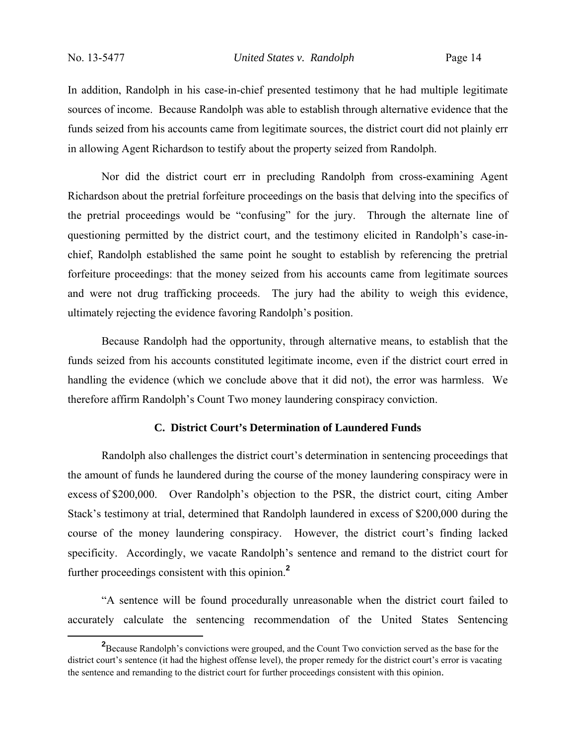In addition, Randolph in his case-in-chief presented testimony that he had multiple legitimate sources of income. Because Randolph was able to establish through alternative evidence that the funds seized from his accounts came from legitimate sources, the district court did not plainly err in allowing Agent Richardson to testify about the property seized from Randolph.

Nor did the district court err in precluding Randolph from cross-examining Agent Richardson about the pretrial forfeiture proceedings on the basis that delving into the specifics of the pretrial proceedings would be "confusing" for the jury. Through the alternate line of questioning permitted by the district court, and the testimony elicited in Randolph's case-in-chief, Randolph established the same point he sought to establish by referencing the pretrial forfeiture proceedings: that the money seized from his accounts came from legitimate sources and were not drug trafficking proceeds. The jury had the ability to weigh this evidence, ultimately rejecting the evidence favoring Randolph's position.

Because Randolph had the opportunity, through alternative means, to establish that the funds seized from his accounts constituted legitimate income, even if the district court erred in handling the evidence (which we conclude above that it did not), the error was harmless. We therefore affirm Randolph's Count Two money laundering conspiracy conviction.

### C. District Court's Determination of Laundered Funds

Randolph also challenges the district court's determination in sentencing proceedings that the amount of funds he laundered during the course of the money laundering conspiracy were in excess of $200,000. Over Randolph's objection to the PSR, the district court, citing Amber Stack's testimony at trial, determined that Randolph laundered in excess of $200,000 during the course of the money laundering conspiracy. However, the district court's finding lacked specificity. Accordingly, we vacate Randolph's sentence and remand to the district court for further proceedings consistent with this opinion.[2]

"A sentence will be found procedurally unreasonable when the district court failed to accurately calculate the sentencing recommendation of the United States Sentencing

---

[2] Because Randolph's convictions were grouped, and the Count Two conviction served as the base for the district court's sentence (it had the highest offense level), the proper remedy for the district court's error is vacating the sentence and remanding to the district court for further proceedings consistent with this opinion.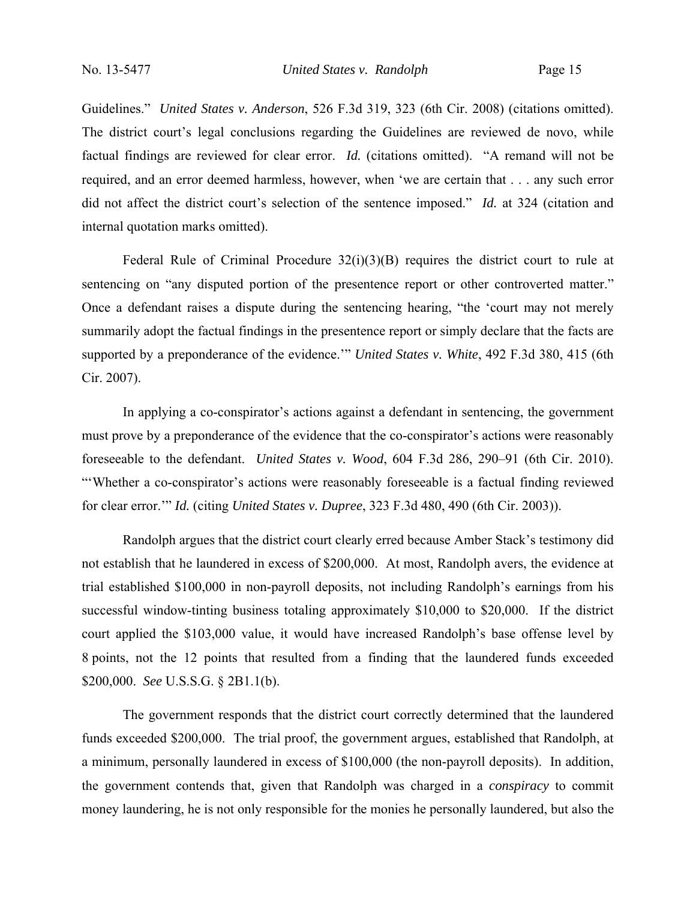Guidelines." *United States v. Anderson*, 526 F.3d 319, 323 (6th Cir. 2008) (citations omitted). The district court's legal conclusions regarding the Guidelines are reviewed de novo, while factual findings are reviewed for clear error. *Id.* (citations omitted). "A remand will not be required, and an error deemed harmless, however, when 'we are certain that . . . any such error did not affect the district court's selection of the sentence imposed." *Id.* at 324 (citation and internal quotation marks omitted).

Federal Rule of Criminal Procedure 32(i)(3)(B) requires the district court to rule at sentencing on "any disputed portion of the presentence report or other controverted matter." Once a defendant raises a dispute during the sentencing hearing, "the 'court may not merely summarily adopt the factual findings in the presentence report or simply declare that the facts are supported by a preponderance of the evidence.'" *United States v. White*, 492 F.3d 380, 415 (6th Cir. 2007).

In applying a co-conspirator's actions against a defendant in sentencing, the government must prove by a preponderance of the evidence that the co-conspirator's actions were reasonably foreseeable to the defendant. *United States v. Wood*, 604 F.3d 286, 290–91 (6th Cir. 2010). "'Whether a co-conspirator's actions were reasonably foreseeable is a factual finding reviewed for clear error.'" *Id.* (citing *United States v. Dupree*, 323 F.3d 480, 490 (6th Cir. 2003)).

Randolph argues that the district court clearly erred because Amber Stack's testimony did not establish that he laundered in excess of $200,000. At most, Randolph avers, the evidence at trial established $100,000 in non-payroll deposits, not including Randolph's earnings from his successful window-tinting business totaling approximately $10,000 to $20,000. If the district court applied the $103,000 value, it would have increased Randolph's base offense level by 8 points, not the 12 points that resulted from a finding that the laundered funds exceeded $200,000. *See* U.S.S.G. § 2B1.1(b).

The government responds that the district court correctly determined that the laundered funds exceeded $200,000. The trial proof, the government argues, established that Randolph, at a minimum, personally laundered in excess of $100,000 (the non-payroll deposits). In addition, the government contends that, given that Randolph was charged in a *conspiracy* to commit money laundering, he is not only responsible for the monies he personally laundered, but also the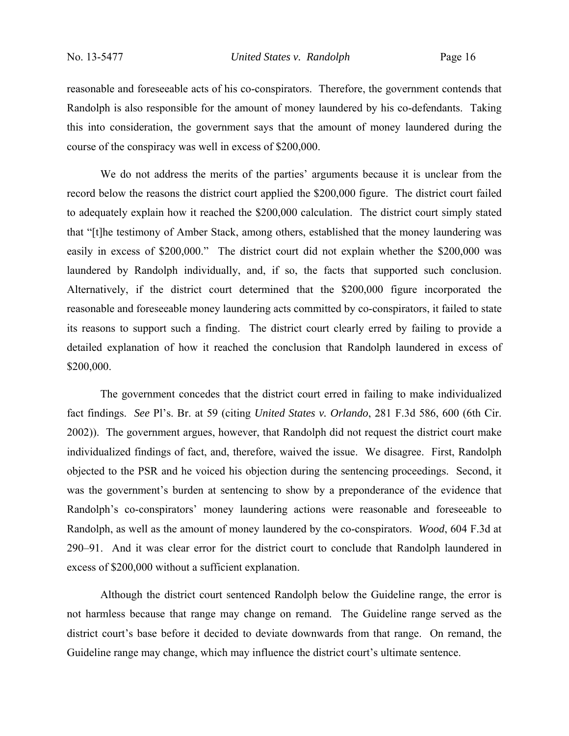reasonable and foreseeable acts of his co-conspirators. Therefore, the government contends that Randolph is also responsible for the amount of money laundered by his co-defendants. Taking this into consideration, the government says that the amount of money laundered during the course of the conspiracy was well in excess of $200,000.

We do not address the merits of the parties' arguments because it is unclear from the record below the reasons the district court applied the $200,000 figure. The district court failed to adequately explain how it reached the $200,000 calculation. The district court simply stated that "[t]he testimony of Amber Stack, among others, established that the money laundering was easily in excess of $200,000." The district court did not explain whether the $200,000 was laundered by Randolph individually, and, if so, the facts that supported such conclusion. Alternatively, if the district court determined that the $200,000 figure incorporated the reasonable and foreseeable money laundering acts committed by co-conspirators, it failed to state its reasons to support such a finding. The district court clearly erred by failing to provide a detailed explanation of how it reached the conclusion that Randolph laundered in excess of $200,000.

The government concedes that the district court erred in failing to make individualized fact findings. *See* Pl's. Br. at 59 (citing *United States v. Orlando*, 281 F.3d 586, 600 (6th Cir. 2002)). The government argues, however, that Randolph did not request the district court make individualized findings of fact, and, therefore, waived the issue. We disagree. First, Randolph objected to the PSR and he voiced his objection during the sentencing proceedings. Second, it was the government's burden at sentencing to show by a preponderance of the evidence that Randolph's co-conspirators' money laundering actions were reasonable and foreseeable to Randolph, as well as the amount of money laundered by the co-conspirators. *Wood*, 604 F.3d at 290–91. And it was clear error for the district court to conclude that Randolph laundered in excess of $200,000 without a sufficient explanation.

Although the district court sentenced Randolph below the Guideline range, the error is not harmless because that range may change on remand. The Guideline range served as the district court's base before it decided to deviate downwards from that range. On remand, the Guideline range may change, which may influence the district court's ultimate sentence.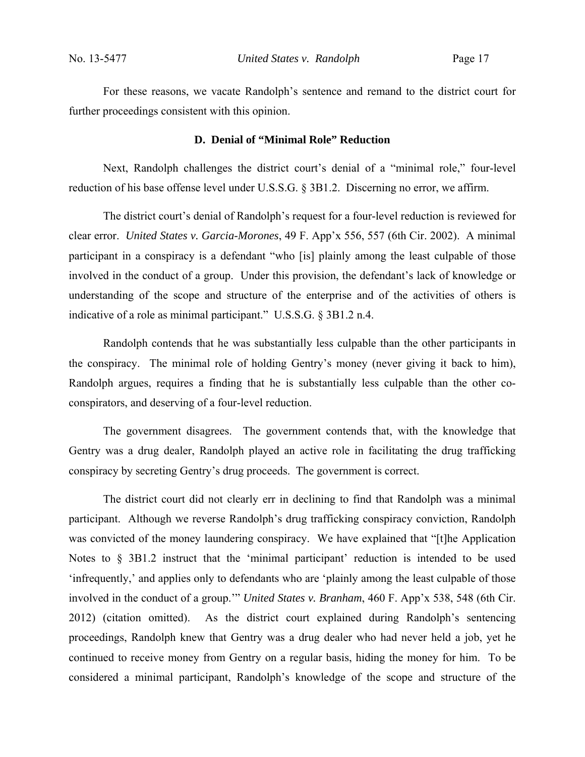For these reasons, we vacate Randolph's sentence and remand to the district court for further proceedings consistent with this opinion.

### D. Denial of "Minimal Role" Reduction

Next, Randolph challenges the district court's denial of a "minimal role," four-level reduction of his base offense level under U.S.S.G. § 3B1.2. Discerning no error, we affirm.

The district court's denial of Randolph's request for a four-level reduction is reviewed for clear error. *United States v. Garcia-Morones*, 49 F. App'x 556, 557 (6th Cir. 2002). A minimal participant in a conspiracy is a defendant "who [is] plainly among the least culpable of those involved in the conduct of a group. Under this provision, the defendant's lack of knowledge or understanding of the scope and structure of the enterprise and of the activities of others is indicative of a role as minimal participant." U.S.S.G. § 3B1.2 n.4.

Randolph contends that he was substantially less culpable than the other participants in the conspiracy. The minimal role of holding Gentry's money (never giving it back to him), Randolph argues, requires a finding that he is substantially less culpable than the other co-conspirators, and deserving of a four-level reduction.

The government disagrees. The government contends that, with the knowledge that Gentry was a drug dealer, Randolph played an active role in facilitating the drug trafficking conspiracy by secreting Gentry's drug proceeds. The government is correct.

The district court did not clearly err in declining to find that Randolph was a minimal participant. Although we reverse Randolph's drug trafficking conspiracy conviction, Randolph was convicted of the money laundering conspiracy. We have explained that "[t]he Application Notes to § 3B1.2 instruct that the 'minimal participant' reduction is intended to be used 'infrequently,' and applies only to defendants who are 'plainly among the least culpable of those involved in the conduct of a group.'" *United States v. Branham*, 460 F. App'x 538, 548 (6th Cir. 2012) (citation omitted). As the district court explained during Randolph's sentencing proceedings, Randolph knew that Gentry was a drug dealer who had never held a job, yet he continued to receive money from Gentry on a regular basis, hiding the money for him. To be considered a minimal participant, Randolph's knowledge of the scope and structure of the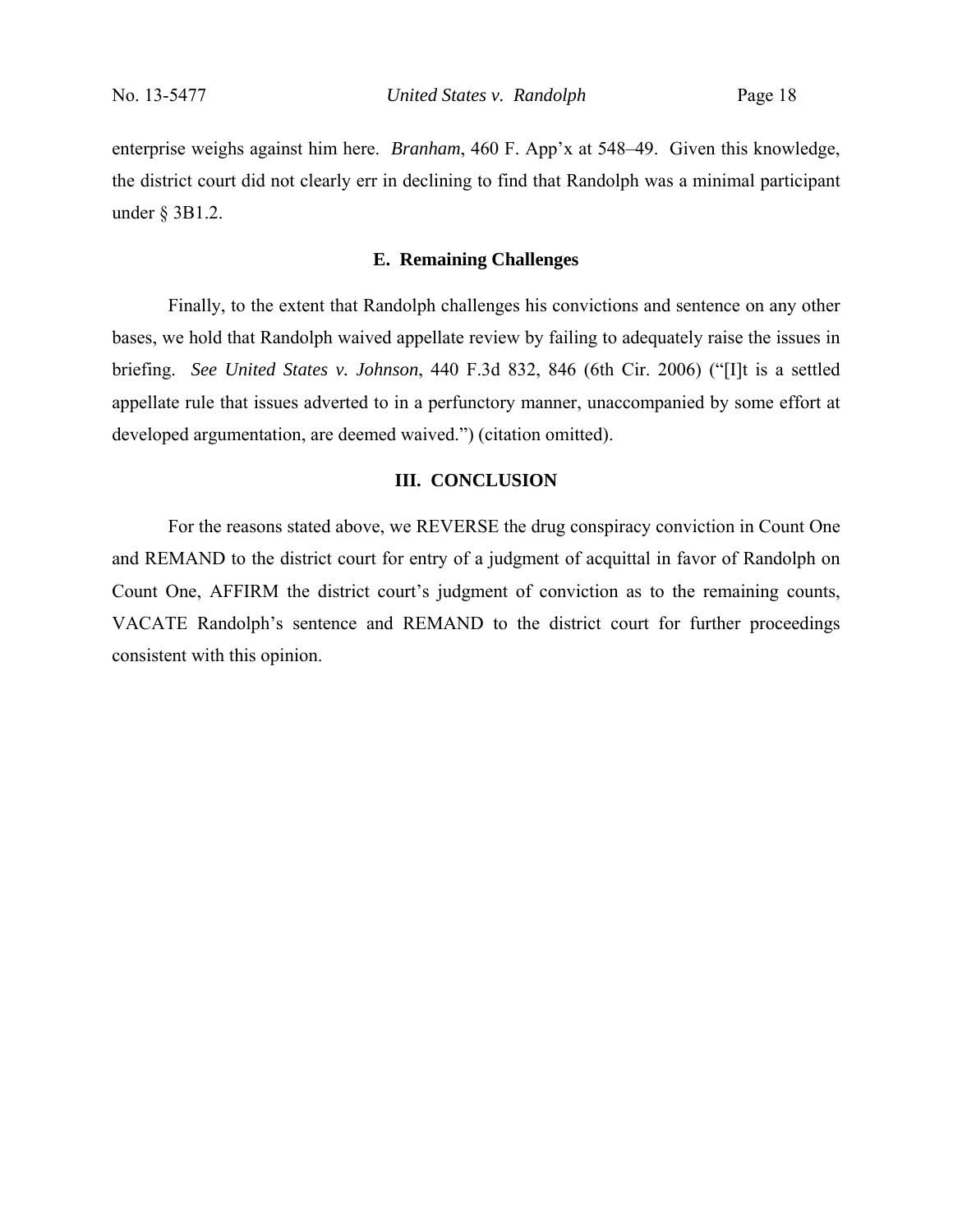enterprise weighs against him here. *Branham*, 460 F. App'x at 548–49. Given this knowledge, the district court did not clearly err in declining to find that Randolph was a minimal participant under § 3B1.2.

### E. Remaining Challenges

Finally, to the extent that Randolph challenges his convictions and sentence on any other bases, we hold that Randolph waived appellate review by failing to adequately raise the issues in briefing. *See United States v. Johnson*, 440 F.3d 832, 846 (6th Cir. 2006) ("[I]t is a settled appellate rule that issues adverted to in a perfunctory manner, unaccompanied by some effort at developed argumentation, are deemed waived.") (citation omitted).

## III. CONCLUSION

For the reasons stated above, we REVERSE the drug conspiracy conviction in Count One and REMAND to the district court for entry of a judgment of acquittal in favor of Randolph on Count One, AFFIRM the district court's judgment of conviction as to the remaining counts, VACATE Randolph's sentence and REMAND to the district court for further proceedings consistent with this opinion.